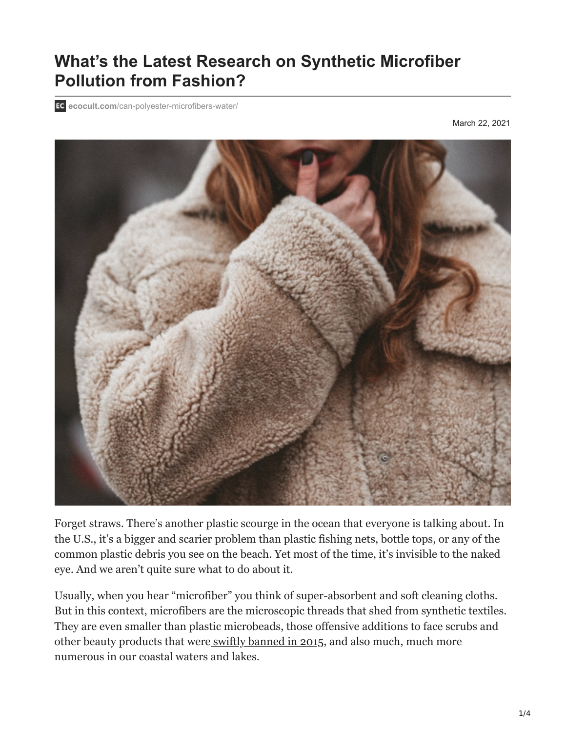# What's the Latest Research on Synthetic Microfiber Pollution from Fashion?

ecocult.com/can-polyester-microfibers-water/

March 22, 2021

Forget straws. There's another plastic scourge in the ocean that everyone is talking about. In the U.S., it's a bigger and scarier problem than plastic fishing nets, bottle tops, or any of the common plastic debris you see on the beach. Yet most of the time, it's invisible to the naked eye. And we aren't quite sure what to do about it.

Usually, when you hear "microfiber" you think of super-absorbent and soft cleaning cloths. But in this context, microfibers are the microscopic threads that shed from synthetic textiles. They are even smaller than plastic microbeads, those offensive additions to face scrubs and other beauty products that were swiftly banned in 2015, and also much, much more numerous in our coastal waters and lakes.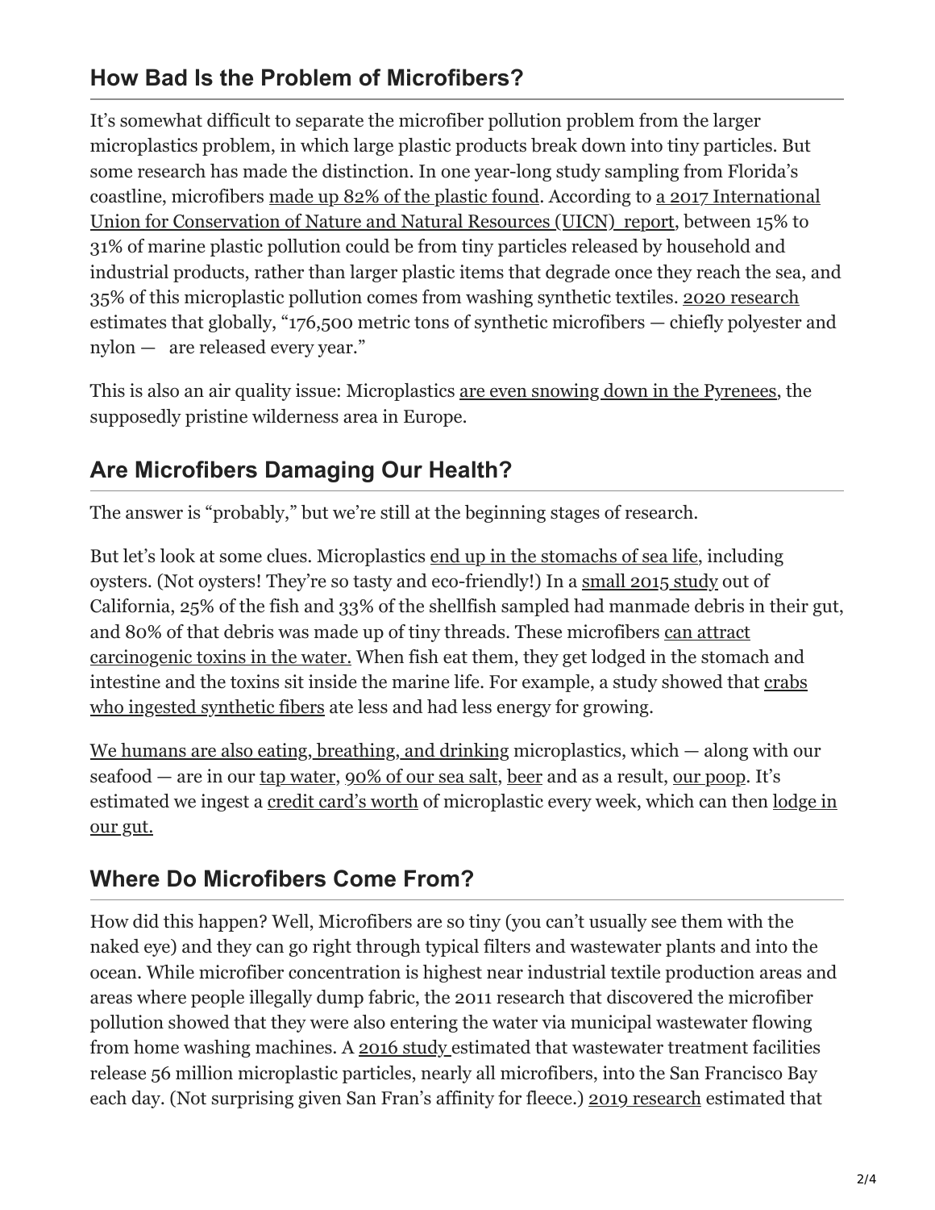## How Bad Is the Problem of Microfibers?

It's somewhat difficult to separate the microfiber pollution problem from the larger microplastics problem, in which large plastic products break down into tiny particles. But some research has made the distinction. In one year-long study sampling from Florida's coastline, microfibers made up 82% of the plastic found. According to a 2017 International Union for Conservation of Nature and Natural Resources (UICN) report, between 15% to 31% of marine plastic pollution could be from tiny particles released by household and industrial products, rather than larger plastic items that degrade once they reach the sea, and 35% of this microplastic pollution comes from washing synthetic textiles. 2020 research estimates that globally, "176,500 metric tons of synthetic microfibers — chiefly polyester and nylon — are released every year."

This is also an air quality issue: Microplastics are even snowing down in the Pyrenees, the supposedly pristine wilderness area in Europe.

## Are Microfibers Damaging Our Health?

The answer is "probably," but we're still at the beginning stages of research.

But let's look at some clues. Microplastics end up in the stomachs of sea life, including oysters. (Not oysters! They're so tasty and eco-friendly!) In a small 2015 study out of California, 25% of the fish and 33% of the shellfish sampled had manmade debris in their gut, and 80% of that debris was made up of tiny threads. These microfibers can attract carcinogenic toxins in the water. When fish eat them, they get lodged in the stomach and intestine and the toxins sit inside the marine life. For example, a study showed that crabs who ingested synthetic fibers ate less and had less energy for growing.

We humans are also eating, breathing, and drinking microplastics, which — along with our seafood — are in our tap water, 90% of our sea salt, beer and as a result, our poop. It's estimated we ingest a credit card's worth of microplastic every week, which can then lodge in our gut.

## Where Do Microfibers Come From?

How did this happen? Well, Microfibers are so tiny (you can't usually see them with the naked eye) and they can go right through typical filters and wastewater plants and into the ocean. While microfiber concentration is highest near industrial textile production areas and areas where people illegally dump fabric, the 2011 research that discovered the microfiber pollution showed that they were also entering the water via municipal wastewater flowing from home washing machines. A 2016 study estimated that wastewater treatment facilities release 56 million microplastic particles, nearly all microfibers, into the San Francisco Bay each day. (Not surprising given San Fran's affinity for fleece.) 2019 research estimated that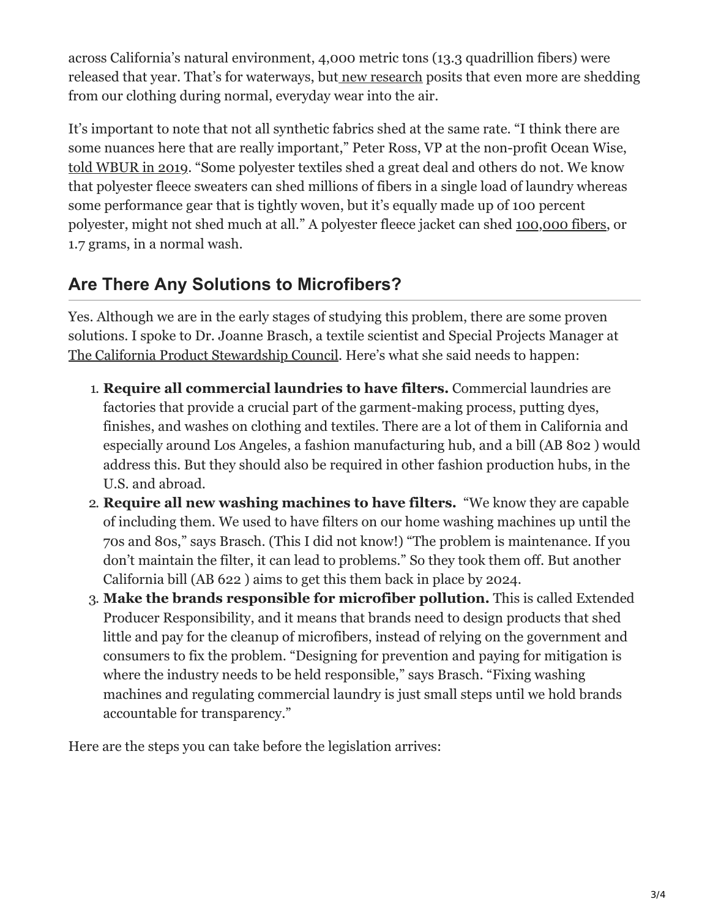across California's natural environment, 4,000 metric tons (13.3 quadrillion fibers) were released that year. That's for waterways, but new research posits that even more are shedding from our clothing during normal, everyday wear into the air.

It's important to note that not all synthetic fabrics shed at the same rate. "I think there are some nuances here that are really important," Peter Ross, VP at the non-profit Ocean Wise, told WBUR in 2019. "Some polyester textiles shed a great deal and others do not. We know that polyester fleece sweaters can shed millions of fibers in a single load of laundry whereas some performance gear that is tightly woven, but it's equally made up of 100 percent polyester, might not shed much at all." A polyester fleece jacket can shed 100,000 fibers, or 1.7 grams, in a normal wash.

## Are There Any Solutions to Microfibers?

Yes. Although we are in the early stages of studying this problem, there are some proven solutions. I spoke to Dr. Joanne Brasch, a textile scientist and Special Projects Manager at The California Product Stewardship Council. Here's what she said needs to happen:

1. **Require all commercial laundries to have filters.** Commercial laundries are factories that provide a crucial part of the garment-making process, putting dyes, finishes, and washes on clothing and textiles. There are a lot of them in California and especially around Los Angeles, a fashion manufacturing hub, and a bill (AB 802 ) would address this. But they should also be required in other fashion production hubs, in the U.S. and abroad.
2. **Require all new washing machines to have filters.** "We know they are capable of including them. We used to have filters on our home washing machines up until the 70s and 80s," says Brasch. (This I did not know!) "The problem is maintenance. If you don't maintain the filter, it can lead to problems." So they took them off. But another California bill (AB 622 ) aims to get this them back in place by 2024.
3. **Make the brands responsible for microfiber pollution.** This is called Extended Producer Responsibility, and it means that brands need to design products that shed little and pay for the cleanup of microfibers, instead of relying on the government and consumers to fix the problem. "Designing for prevention and paying for mitigation is where the industry needs to be held responsible," says Brasch. "Fixing washing machines and regulating commercial laundry is just small steps until we hold brands accountable for transparency."

Here are the steps you can take before the legislation arrives: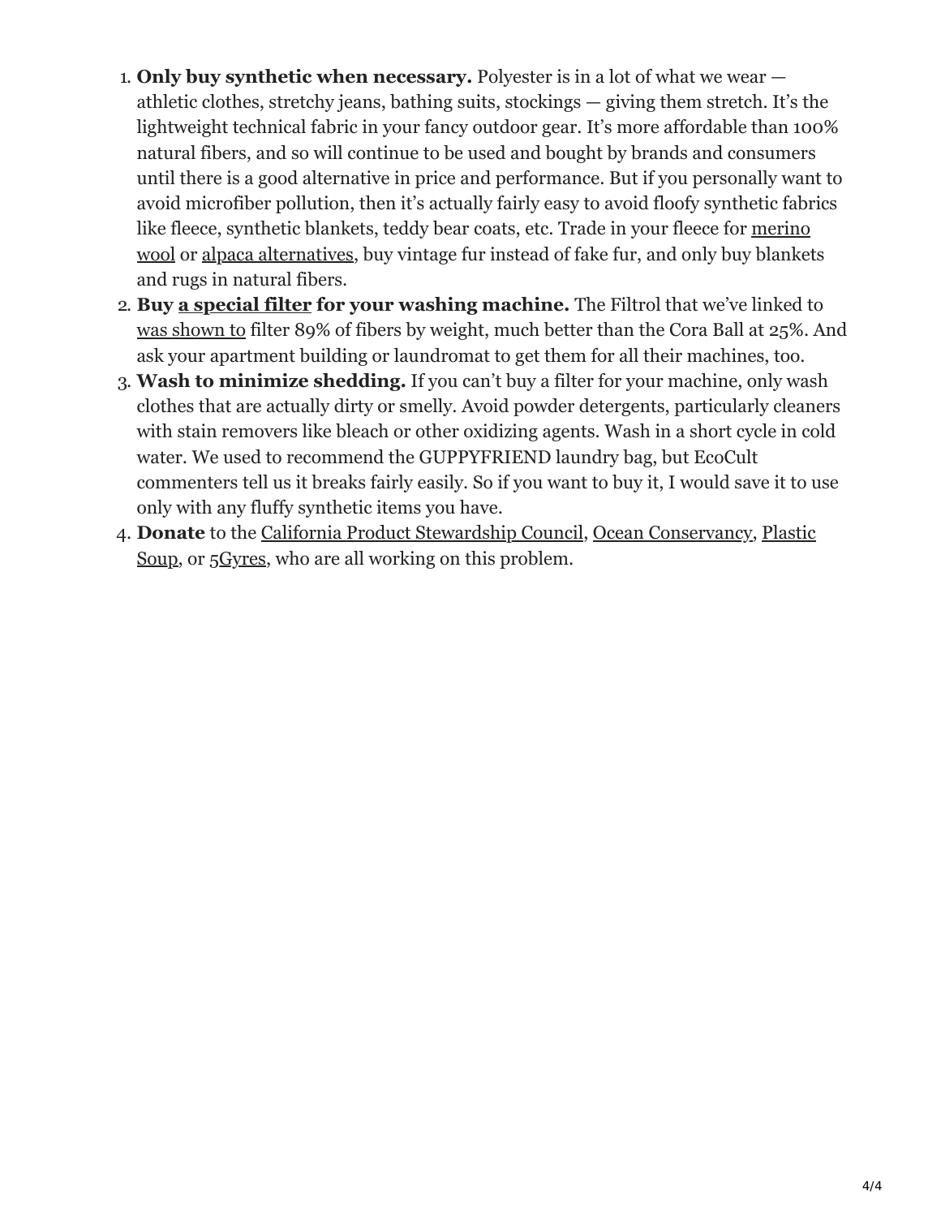1. **Only buy synthetic when necessary.** Polyester is in a lot of what we wear — athletic clothes, stretchy jeans, bathing suits, stockings — giving them stretch. It's the lightweight technical fabric in your fancy outdoor gear. It's more affordable than 100% natural fibers, and so will continue to be used and bought by brands and consumers until there is a good alternative in price and performance. But if you personally want to avoid microfiber pollution, then it's actually fairly easy to avoid floofy synthetic fabrics like fleece, synthetic blankets, teddy bear coats, etc. Trade in your fleece for merino wool or alpaca alternatives, buy vintage fur instead of fake fur, and only buy blankets and rugs in natural fibers.
2. **Buy a special filter for your washing machine.** The Filtrol that we've linked to was shown to filter 89% of fibers by weight, much better than the Cora Ball at 25%. And ask your apartment building or laundromat to get them for all their machines, too.
3. **Wash to minimize shedding.** If you can't buy a filter for your machine, only wash clothes that are actually dirty or smelly. Avoid powder detergents, particularly cleaners with stain removers like bleach or other oxidizing agents. Wash in a short cycle in cold water. We used to recommend the GUPPYFRIEND laundry bag, but EcoCult commenters tell us it breaks fairly easily. So if you want to buy it, I would save it to use only with any fluffy synthetic items you have.
4. **Donate** to the California Product Stewardship Council, Ocean Conservancy, Plastic Soup, or 5Gyres, who are all working on this problem.